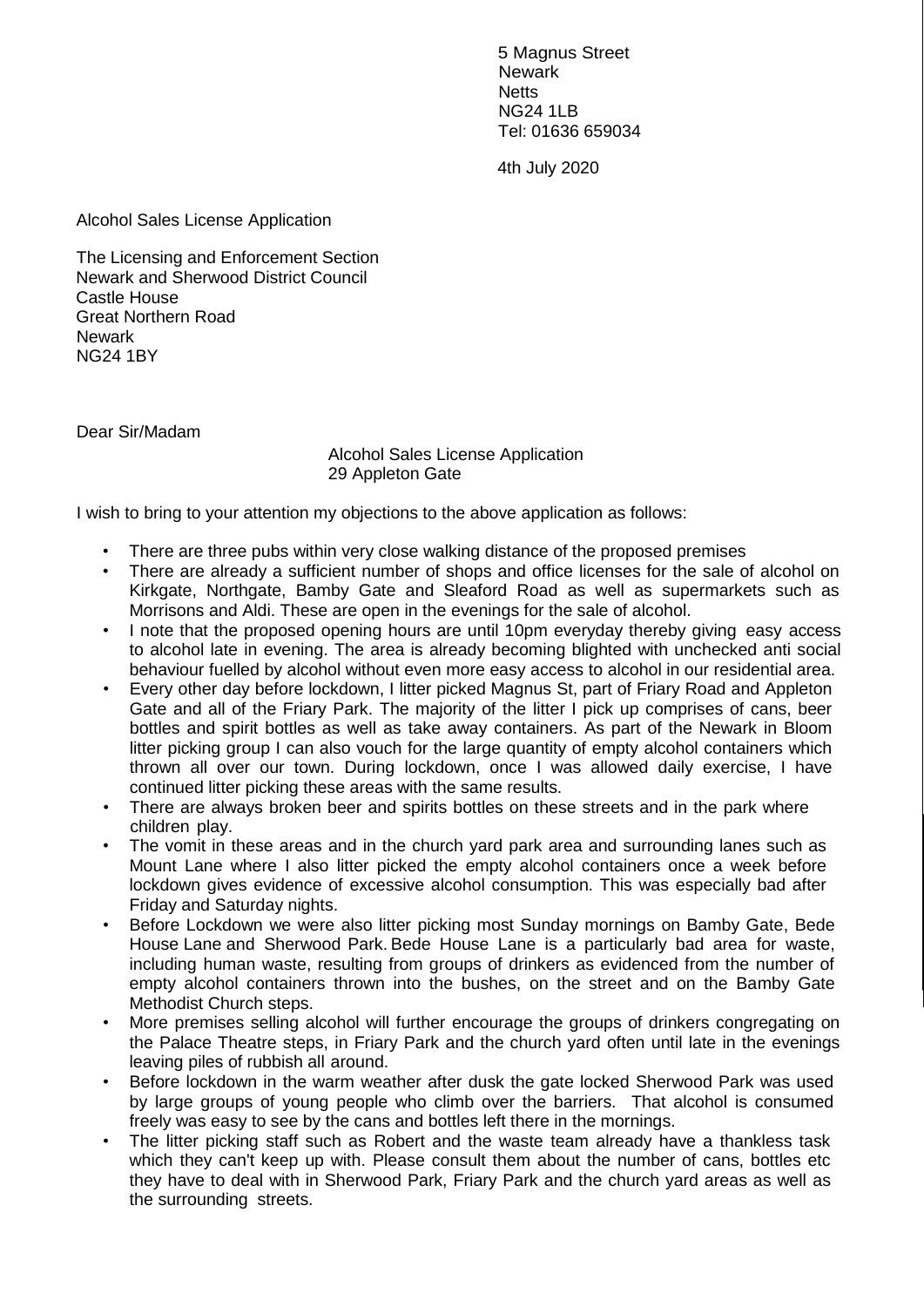5 Magnus Street
Newark
Netts
NG24 1LB
Tel: 01636 659034

4th July 2020

Alcohol Sales License Application

The Licensing and Enforcement Section
Newark and Sherwood District Council
Castle House
Great Northern Road
Newark
NG24 1BY

Dear Sir/Madam

Alcohol Sales License Application
29 Appleton Gate

I wish to bring to your attention my objections to the above application as follows:

- There are three pubs within very close walking distance of the proposed premises
- There are already a sufficient number of shops and office licenses for the sale of alcohol on Kirkgate, Northgate, Bamby Gate and Sleaford Road as well as supermarkets such as Morrisons and Aldi. These are open in the evenings for the sale of alcohol.
- I note that the proposed opening hours are until 10pm everyday thereby giving easy access to alcohol late in evening. The area is already becoming blighted with unchecked anti social behaviour fuelled by alcohol without even more easy access to alcohol in our residential area.
- Every other day before lockdown, I litter picked Magnus St, part of Friary Road and Appleton Gate and all of the Friary Park. The majority of the litter I pick up comprises of cans, beer bottles and spirit bottles as well as take away containers. As part of the Newark in Bloom litter picking group I can also vouch for the large quantity of empty alcohol containers which thrown all over our town. During lockdown, once I was allowed daily exercise, I have continued litter picking these areas with the same results.
- There are always broken beer and spirits bottles on these streets and in the park where children play.
- The vomit in these areas and in the church yard park area and surrounding lanes such as Mount Lane where I also litter picked the empty alcohol containers once a week before lockdown gives evidence of excessive alcohol consumption. This was especially bad after Friday and Saturday nights.
- Before Lockdown we were also litter picking most Sunday mornings on Bamby Gate, Bede House Lane and Sherwood Park. Bede House Lane is a particularly bad area for waste, including human waste, resulting from groups of drinkers as evidenced from the number of empty alcohol containers thrown into the bushes, on the street and on the Bamby Gate Methodist Church steps.
- More premises selling alcohol will further encourage the groups of drinkers congregating on the Palace Theatre steps, in Friary Park and the church yard often until late in the evenings leaving piles of rubbish all around.
- Before lockdown in the warm weather after dusk the gate locked Sherwood Park was used by large groups of young people who climb over the barriers. That alcohol is consumed freely was easy to see by the cans and bottles left there in the mornings.
- The litter picking staff such as Robert and the waste team already have a thankless task which they can't keep up with. Please consult them about the number of cans, bottles etc they have to deal with in Sherwood Park, Friary Park and the church yard areas as well as the surrounding streets.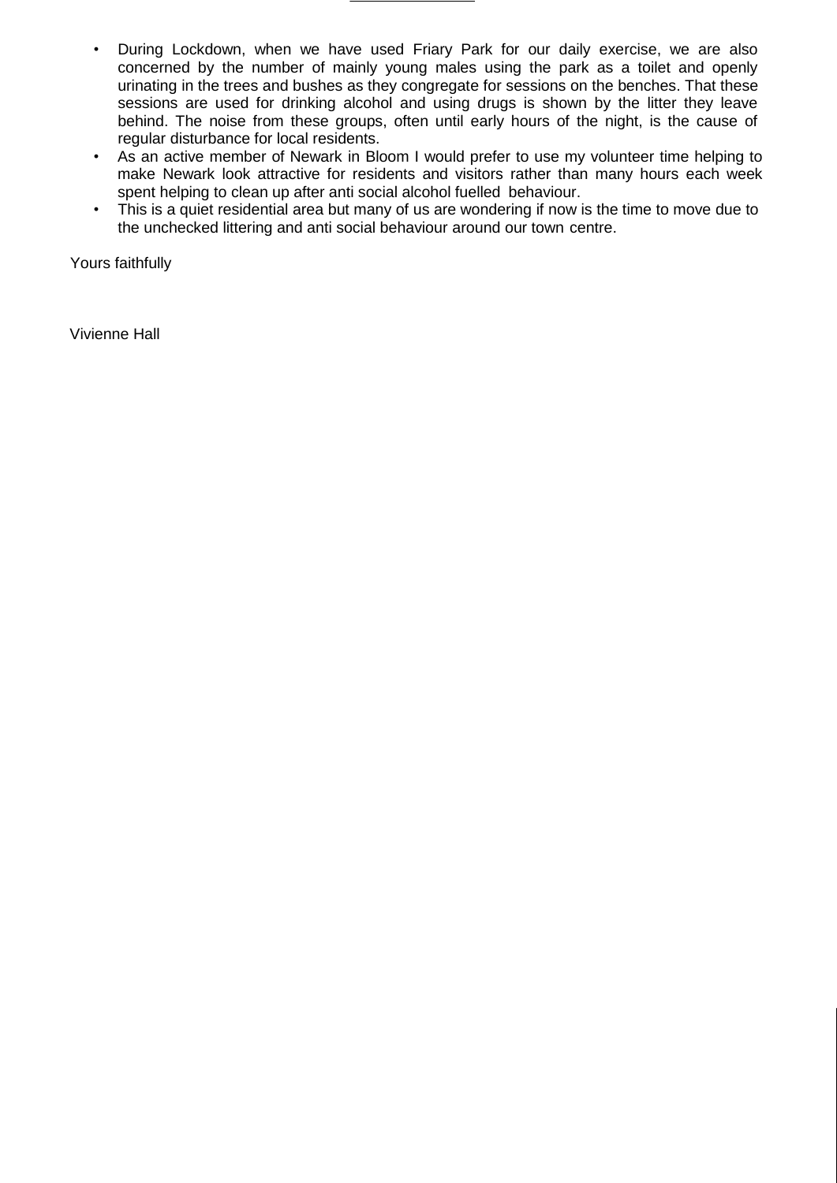- During Lockdown, when we have used Friary Park for our daily exercise, we are also concerned by the number of mainly young males using the park as a toilet and openly urinating in the trees and bushes as they congregate for sessions on the benches. That these sessions are used for drinking alcohol and using drugs is shown by the litter they leave behind. The noise from these groups, often until early hours of the night, is the cause of regular disturbance for local residents.
- As an active member of Newark in Bloom I would prefer to use my volunteer time helping to make Newark look attractive for residents and visitors rather than many hours each week spent helping to clean up after anti social alcohol fuelled behaviour.
- This is a quiet residential area but many of us are wondering if now is the time to move due to the unchecked littering and anti social behaviour around our town centre.

Yours faithfully

Vivienne Hall